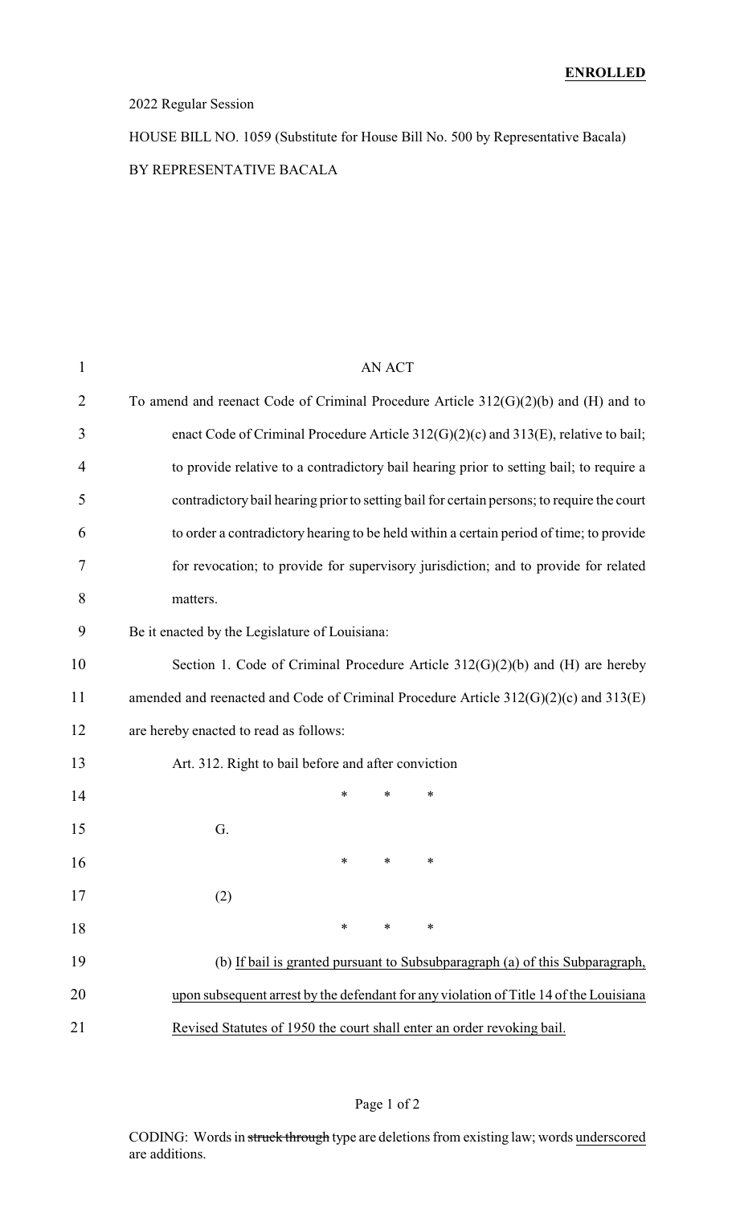**ENROLLED**

2022 Regular Session

HOUSE BILL NO. 1059 (Substitute for House Bill No. 500 by Representative Bacala)

BY REPRESENTATIVE BACALA

AN ACT

To amend and reenact Code of Criminal Procedure Article 312(G)(2)(b) and (H) and to enact Code of Criminal Procedure Article 312(G)(2)(c) and 313(E), relative to bail; to provide relative to a contradictory bail hearing prior to setting bail; to require a contradictory bail hearing prior to setting bail for certain persons; to require the court to order a contradictory hearing to be held within a certain period of time; to provide for revocation; to provide for supervisory jurisdiction; and to provide for related matters.

Be it enacted by the Legislature of Louisiana:

Section 1. Code of Criminal Procedure Article 312(G)(2)(b) and (H) are hereby amended and reenacted and Code of Criminal Procedure Article 312(G)(2)(c) and 313(E) are hereby enacted to read as follows:

Art. 312. Right to bail before and after conviction

\* \* \*

G.

\* \* \*

(2)

\* \* \*

(b) <u>If bail is granted pursuant to Subsubparagraph (a) of this Subparagraph, upon subsequent arrest by the defendant for any violation of Title 14 of the Louisiana Revised Statutes of 1950 the court shall enter an order revoking bail.</u>

CODING: Words in ~~struck through~~ type are deletions from existing law; words <u>underscored</u> are additions.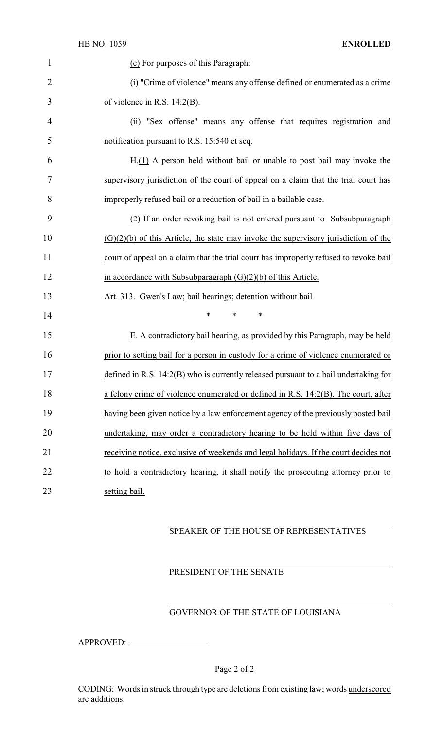(c) For purposes of this Paragraph:

(i) "Crime of violence" means any offense defined or enumerated as a crime of violence in R.S. 14:2(B).

(ii) "Sex offense" means any offense that requires registration and notification pursuant to R.S. 15:540 et seq.

H.(1) A person held without bail or unable to post bail may invoke the supervisory jurisdiction of the court of appeal on a claim that the trial court has improperly refused bail or a reduction of bail in a bailable case.

(2) If an order revoking bail is not entered pursuant to Subsubparagraph (G)(2)(b) of this Article, the state may invoke the supervisory jurisdiction of the court of appeal on a claim that the trial court has improperly refused to revoke bail in accordance with Subsubparagraph (G)(2)(b) of this Article.

Art. 313. Gwen's Law; bail hearings; detention without bail

\* \* \*

E. A contradictory bail hearing, as provided by this Paragraph, may be held prior to setting bail for a person in custody for a crime of violence enumerated or defined in R.S. 14:2(B) who is currently released pursuant to a bail undertaking for a felony crime of violence enumerated or defined in R.S. 14:2(B). The court, after having been given notice by a law enforcement agency of the previously posted bail undertaking, may order a contradictory hearing to be held within five days of receiving notice, exclusive of weekends and legal holidays. If the court decides not to hold a contradictory hearing, it shall notify the prosecuting attorney prior to setting bail.

SPEAKER OF THE HOUSE OF REPRESENTATIVES

PRESIDENT OF THE SENATE

GOVERNOR OF THE STATE OF LOUISIANA

APPROVED: \_\_\_\_\_\_\_\_\_\_\_\_\_\_\_\_\_

CODING: Words in ~~struck through~~ type are deletions from existing law; words underscored are additions.